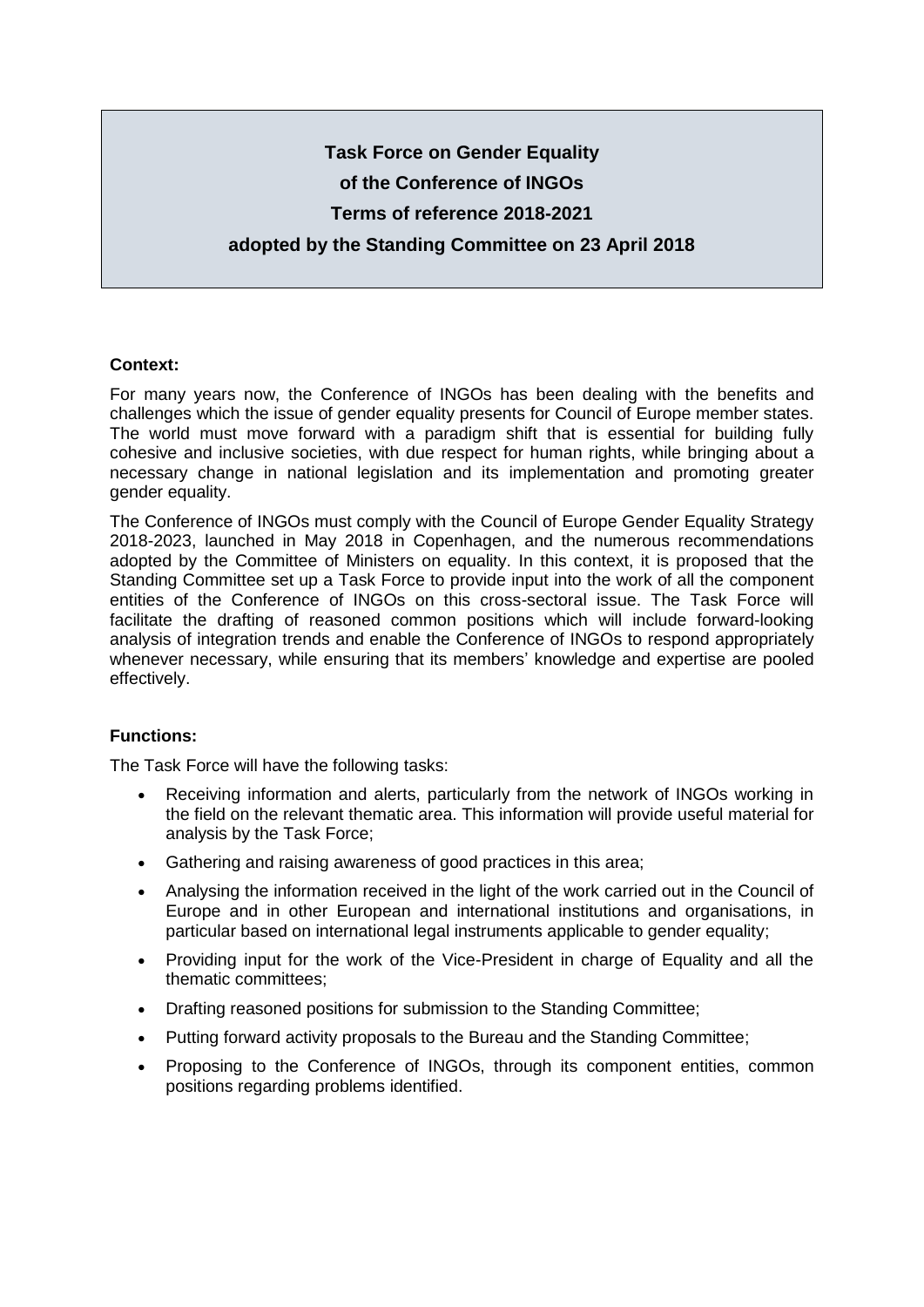**Task Force on Gender Equality**

**of the Conference of INGOs**

**Terms of reference 2018-2021**

**adopted by the Standing Committee on 23 April 2018**

**Context:**

For many years now, the Conference of INGOs has been dealing with the benefits and challenges which the issue of gender equality presents for Council of Europe member states. The world must move forward with a paradigm shift that is essential for building fully cohesive and inclusive societies, with due respect for human rights, while bringing about a necessary change in national legislation and its implementation and promoting greater gender equality.

The Conference of INGOs must comply with the Council of Europe Gender Equality Strategy 2018-2023, launched in May 2018 in Copenhagen, and the numerous recommendations adopted by the Committee of Ministers on equality. In this context, it is proposed that the Standing Committee set up a Task Force to provide input into the work of all the component entities of the Conference of INGOs on this cross-sectoral issue. The Task Force will facilitate the drafting of reasoned common positions which will include forward-looking analysis of integration trends and enable the Conference of INGOs to respond appropriately whenever necessary, while ensuring that its members' knowledge and expertise are pooled effectively.

**Functions:**

The Task Force will have the following tasks:

- Receiving information and alerts, particularly from the network of INGOs working in the field on the relevant thematic area. This information will provide useful material for analysis by the Task Force;
- Gathering and raising awareness of good practices in this area;
- Analysing the information received in the light of the work carried out in the Council of Europe and in other European and international institutions and organisations, in particular based on international legal instruments applicable to gender equality;
- Providing input for the work of the Vice-President in charge of Equality and all the thematic committees;
- Drafting reasoned positions for submission to the Standing Committee;
- Putting forward activity proposals to the Bureau and the Standing Committee;
- Proposing to the Conference of INGOs, through its component entities, common positions regarding problems identified.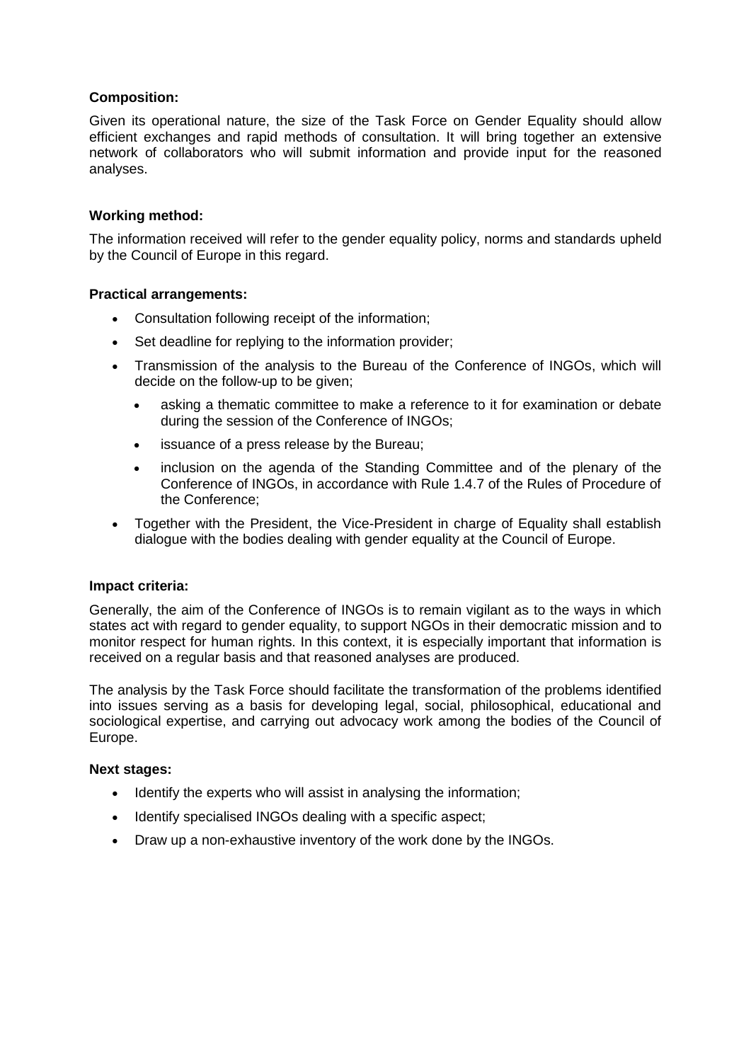**Composition:**

Given its operational nature, the size of the Task Force on Gender Equality should allow efficient exchanges and rapid methods of consultation. It will bring together an extensive network of collaborators who will submit information and provide input for the reasoned analyses.

**Working method:**

The information received will refer to the gender equality policy, norms and standards upheld by the Council of Europe in this regard.

**Practical arrangements:**

- Consultation following receipt of the information;
- Set deadline for replying to the information provider;
- Transmission of the analysis to the Bureau of the Conference of INGOs, which will decide on the follow-up to be given;
  - asking a thematic committee to make a reference to it for examination or debate during the session of the Conference of INGOs;
  - issuance of a press release by the Bureau;
  - inclusion on the agenda of the Standing Committee and of the plenary of the Conference of INGOs, in accordance with Rule 1.4.7 of the Rules of Procedure of the Conference;
- Together with the President, the Vice-President in charge of Equality shall establish dialogue with the bodies dealing with gender equality at the Council of Europe.

**Impact criteria:**

Generally, the aim of the Conference of INGOs is to remain vigilant as to the ways in which states act with regard to gender equality, to support NGOs in their democratic mission and to monitor respect for human rights. In this context, it is especially important that information is received on a regular basis and that reasoned analyses are produced.

The analysis by the Task Force should facilitate the transformation of the problems identified into issues serving as a basis for developing legal, social, philosophical, educational and sociological expertise, and carrying out advocacy work among the bodies of the Council of Europe.

**Next stages:**

- Identify the experts who will assist in analysing the information;
- Identify specialised INGOs dealing with a specific aspect;
- Draw up a non-exhaustive inventory of the work done by the INGOs.